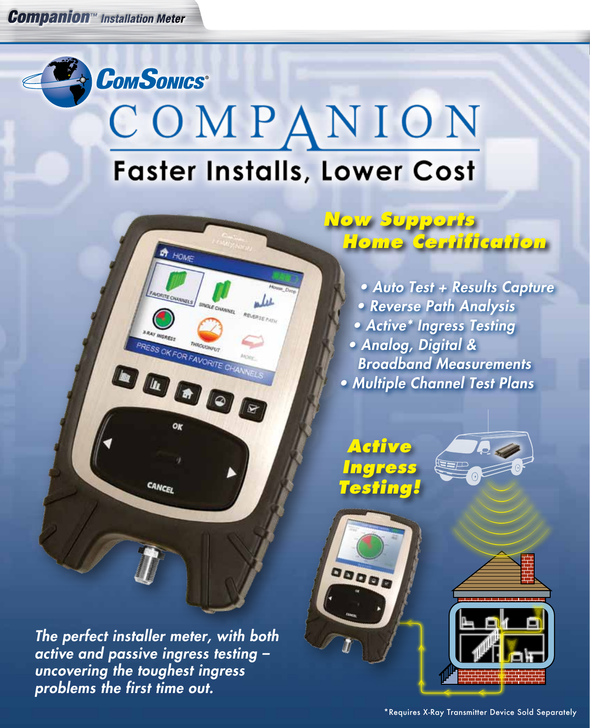# ComSonics® COMPANION

## Faster Installs, Lower Cost

### Now Supports Home Certification

- Auto Test + Results Capture
- Reverse Path Analysis
- Active* Ingress Testing
- Analog, Digital & Broadband Measurements
- Multiple Channel Test Plans

**Active Ingress Testing!**

*The perfect installer meter, with both active and passive ingress testing – uncovering the toughest ingress problems the first time out.*

*Requires X-Ray Transmitter Device Sold Separately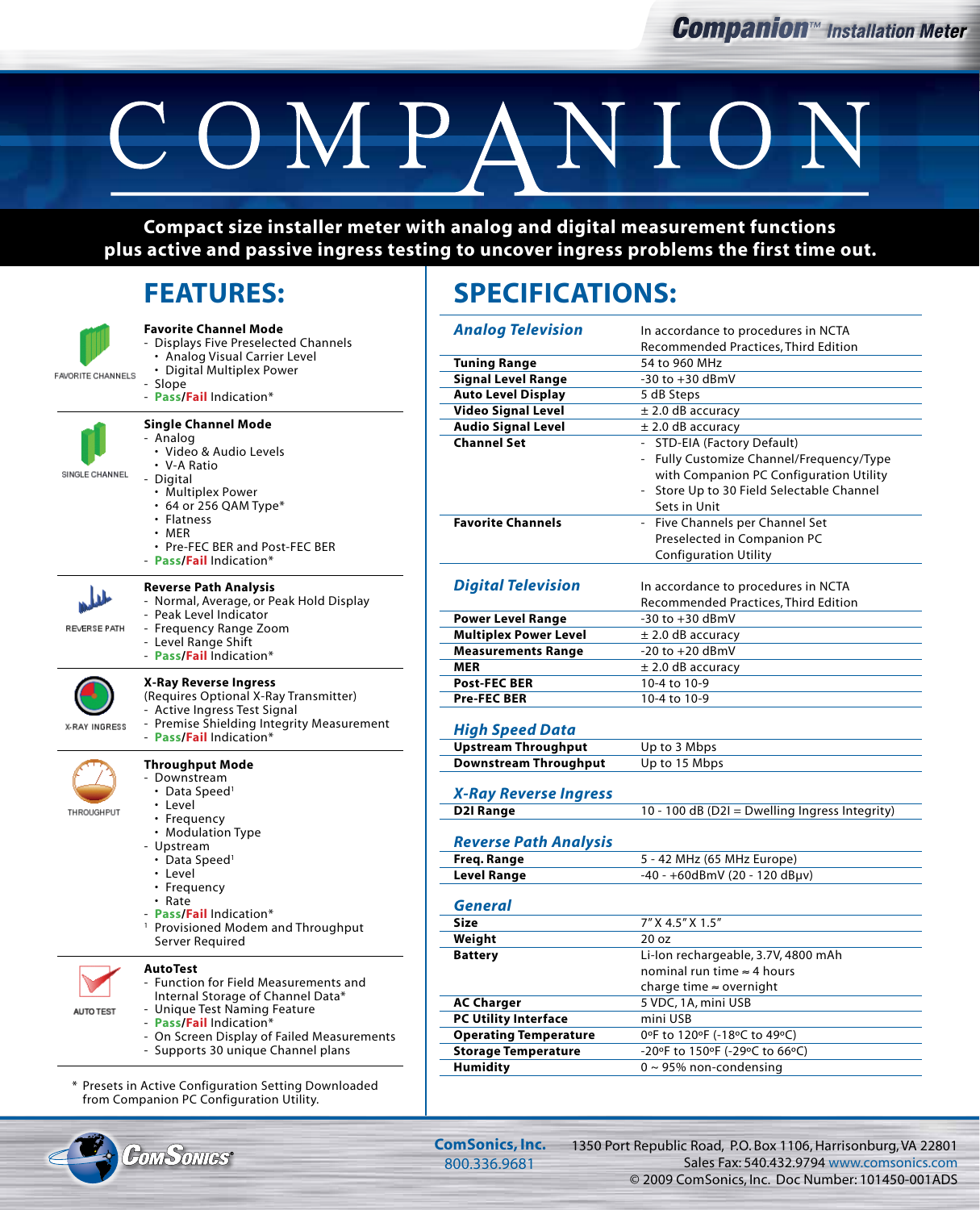# COMPANION

**Compact size installer meter with analog and digital measurement functions plus active and passive ingress testing to uncover ingress problems the first time out.**

## FEATURES:

FAVORITE CHANNELS

**Favorite Channel Mode**
- Displays Five Preselected Channels
  - Analog Visual Carrier Level
  - Digital Multiplex Power
- Slope
- Pass/Fail Indication*

SINGLE CHANNEL

**Single Channel Mode**
- Analog
  - Video & Audio Levels
  - V-A Ratio
- Digital
  - Multiplex Power
  - 64 or 256 QAM Type*
  - Flatness
  - MER
  - Pre-FEC BER and Post-FEC BER
- Pass/Fail Indication*

REVERSE PATH

**Reverse Path Analysis**
- Normal, Average, or Peak Hold Display
- Peak Level Indicator
- Frequency Range Zoom
- Level Range Shift
- Pass/Fail Indication*

X-RAY INGRESS

**X-Ray Reverse Ingress**
(Requires Optional X-Ray Transmitter)
- Active Ingress Test Signal
- Premise Shielding Integrity Measurement
- Pass/Fail Indication*

THROUGHPUT

**Throughput Mode**
- Downstream
  - Data Speed[1]
  - Level
  - Frequency
  - Modulation Type
- Upstream
  - Data Speed[1]
  - Level
  - Frequency
  - Rate
- Pass/Fail Indication*

[1] Provisioned Modem and Throughput Server Required

AUTO TEST

**AutoTest**
- Function for Field Measurements and Internal Storage of Channel Data*
- Unique Test Naming Feature
- Pass/Fail Indication*
- On Screen Display of Failed Measurements
- Supports 30 unique Channel plans

\* Presets in Active Configuration Setting Downloaded from Companion PC Configuration Utility.

## SPECIFICATIONS:

### Analog Television

| | |
|---|---|
| | In accordance to procedures in NCTA Recommended Practices, Third Edition |
| **Tuning Range** | 54 to 960 MHz |
| **Signal Level Range** | -30 to +30 dBmV |
| **Auto Level Display** | 5 dB Steps |
| **Video Signal Level** | ± 2.0 dB accuracy |
| **Audio Signal Level** | ± 2.0 dB accuracy |
| **Channel Set** | - STD-EIA (Factory Default)<br>- Fully Customize Channel/Frequency/Type with Companion PC Configuration Utility<br>- Store Up to 30 Field Selectable Channel Sets in Unit |
| **Favorite Channels** | - Five Channels per Channel Set Preselected in Companion PC Configuration Utility |

### Digital Television

| | |
|---|---|
| | In accordance to procedures in NCTA Recommended Practices, Third Edition |
| **Power Level Range** | -30 to +30 dBmV |
| **Multiplex Power Level** | ± 2.0 dB accuracy |
| **Measurements Range** | -20 to +20 dBmV |
| **MER** | ± 2.0 dB accuracy |
| **Post-FEC BER** | 10-4 to 10-9 |
| **Pre-FEC BER** | 10-4 to 10-9 |

### High Speed Data

| | |
|---|---|
| **Upstream Throughput** | Up to 3 Mbps |
| **Downstream Throughput** | Up to 15 Mbps |

### X-Ray Reverse Ingress

| | |
|---|---|
| **D2I Range** | 10 - 100 dB (D2I = Dwelling Ingress Integrity) |

### Reverse Path Analysis

| | |
|---|---|
| **Freq. Range** | 5 - 42 MHz (65 MHz Europe) |
| **Level Range** | -40 - +60dBmV (20 - 120 dBμv) |

### General

| | |
|---|---|
| **Size** | 7" X 4.5" X 1.5" |
| **Weight** | 20 oz |
| **Battery** | Li-Ion rechargeable, 3.7V, 4800 mAh<br>nominal run time ≈ 4 hours<br>charge time ≈ overnight |
| **AC Charger** | 5 VDC, 1A, mini USB |
| **PC Utility Interface** | mini USB |
| **Operating Temperature** | 0ºF to 120ºF (-18ºC to 49ºC) |
| **Storage Temperature** | -20ºF to 150ºF (-29ºC to 66ºC) |
| **Humidity** | 0 ~ 95% non-condensing |

**ComSonics, Inc.** 800.336.9681

1350 Port Republic Road, P.O. Box 1106, Harrisonburg, VA 22801
Sales Fax: 540.432.9794 www.comsonics.com
© 2009 ComSonics, Inc. Doc Number: 101450-001ADS